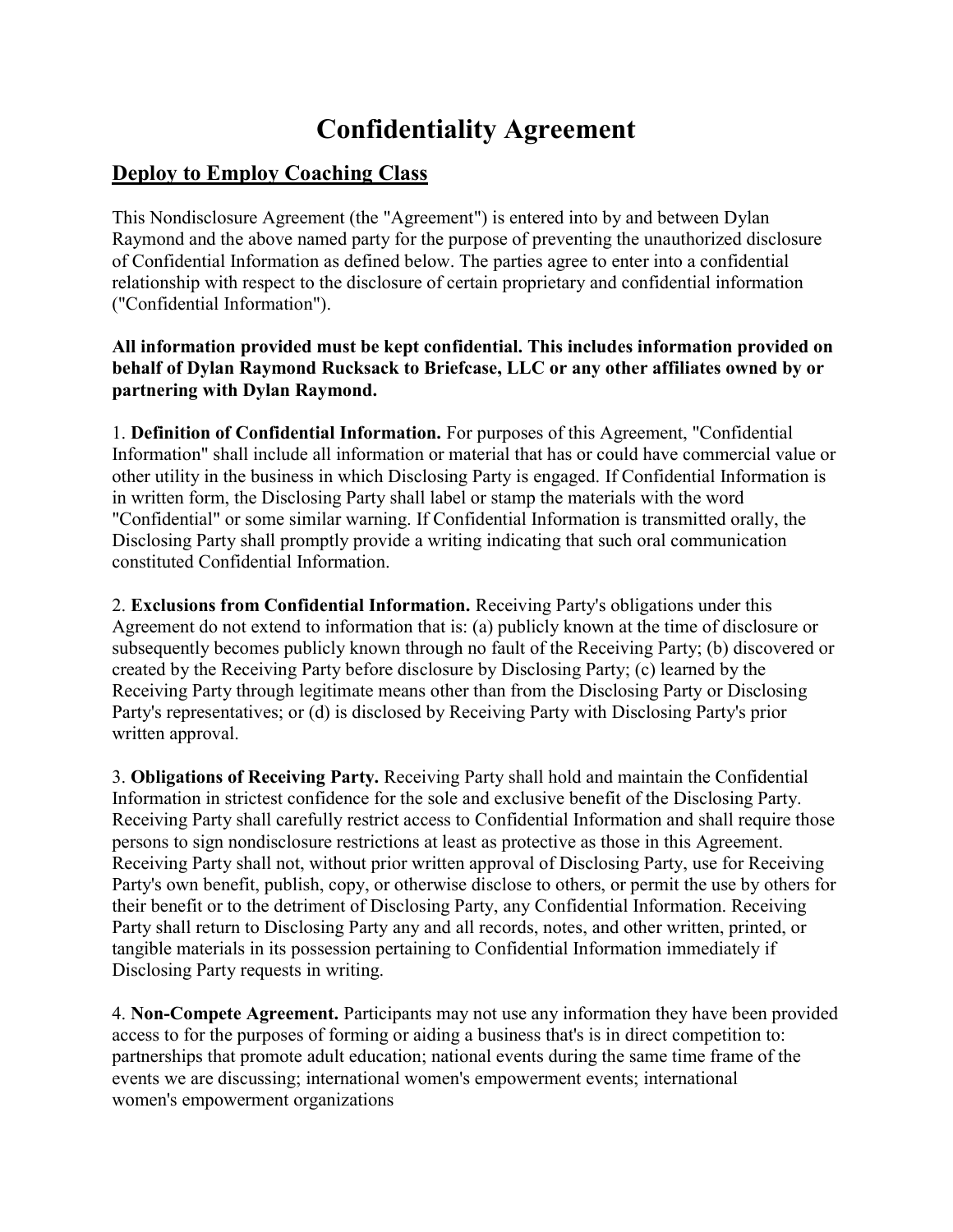# Confidentiality Agreement

## Deploy to Employ Coaching Class

This Nondisclosure Agreement (the "Agreement") is entered into by and between Dylan Raymond and the above named party for the purpose of preventing the unauthorized disclosure of Confidential Information as defined below. The parties agree to enter into a confidential relationship with respect to the disclosure of certain proprietary and confidential information ("Confidential Information").

**All information provided must be kept confidential. This includes information provided on behalf of Dylan Raymond Rucksack to Briefcase, LLC or any other affiliates owned by or partnering with Dylan Raymond.**

1. **Definition of Confidential Information.** For purposes of this Agreement, "Confidential Information" shall include all information or material that has or could have commercial value or other utility in the business in which Disclosing Party is engaged. If Confidential Information is in written form, the Disclosing Party shall label or stamp the materials with the word "Confidential" or some similar warning. If Confidential Information is transmitted orally, the Disclosing Party shall promptly provide a writing indicating that such oral communication constituted Confidential Information.

2. **Exclusions from Confidential Information.** Receiving Party's obligations under this Agreement do not extend to information that is: (a) publicly known at the time of disclosure or subsequently becomes publicly known through no fault of the Receiving Party; (b) discovered or created by the Receiving Party before disclosure by Disclosing Party; (c) learned by the Receiving Party through legitimate means other than from the Disclosing Party or Disclosing Party's representatives; or (d) is disclosed by Receiving Party with Disclosing Party's prior written approval.

3. **Obligations of Receiving Party.** Receiving Party shall hold and maintain the Confidential Information in strictest confidence for the sole and exclusive benefit of the Disclosing Party. Receiving Party shall carefully restrict access to Confidential Information and shall require those persons to sign nondisclosure restrictions at least as protective as those in this Agreement. Receiving Party shall not, without prior written approval of Disclosing Party, use for Receiving Party's own benefit, publish, copy, or otherwise disclose to others, or permit the use by others for their benefit or to the detriment of Disclosing Party, any Confidential Information. Receiving Party shall return to Disclosing Party any and all records, notes, and other written, printed, or tangible materials in its possession pertaining to Confidential Information immediately if Disclosing Party requests in writing.

4. **Non-Compete Agreement.** Participants may not use any information they have been provided access to for the purposes of forming or aiding a business that's is in direct competition to: partnerships that promote adult education; national events during the same time frame of the events we are discussing; international women's empowerment events; international women's empowerment organizations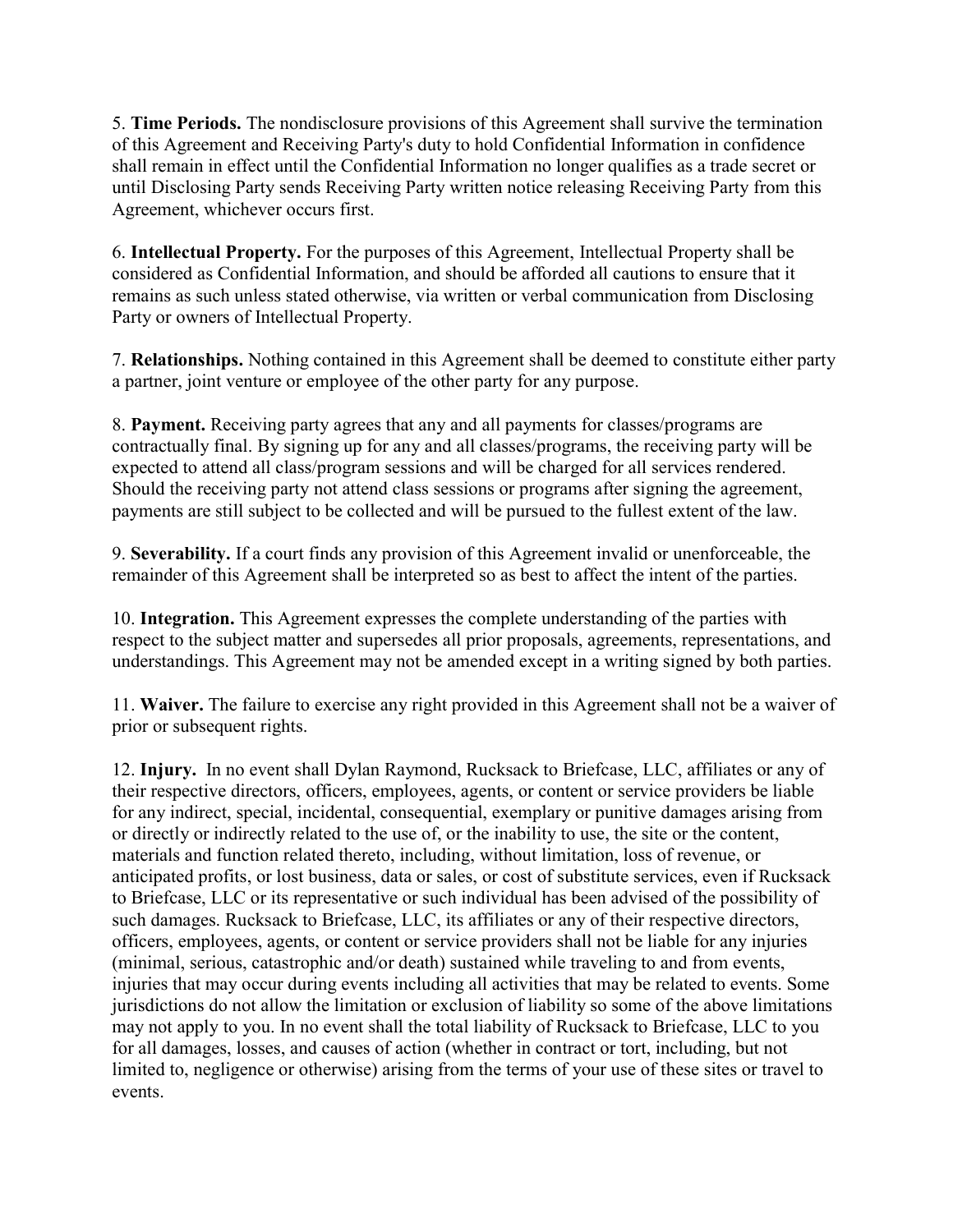5. **Time Periods.** The nondisclosure provisions of this Agreement shall survive the termination of this Agreement and Receiving Party's duty to hold Confidential Information in confidence shall remain in effect until the Confidential Information no longer qualifies as a trade secret or until Disclosing Party sends Receiving Party written notice releasing Receiving Party from this Agreement, whichever occurs first.

6. **Intellectual Property.** For the purposes of this Agreement, Intellectual Property shall be considered as Confidential Information, and should be afforded all cautions to ensure that it remains as such unless stated otherwise, via written or verbal communication from Disclosing Party or owners of Intellectual Property.

7. **Relationships.** Nothing contained in this Agreement shall be deemed to constitute either party a partner, joint venture or employee of the other party for any purpose.

8. **Payment.** Receiving party agrees that any and all payments for classes/programs are contractually final. By signing up for any and all classes/programs, the receiving party will be expected to attend all class/program sessions and will be charged for all services rendered. Should the receiving party not attend class sessions or programs after signing the agreement, payments are still subject to be collected and will be pursued to the fullest extent of the law.

9. **Severability.** If a court finds any provision of this Agreement invalid or unenforceable, the remainder of this Agreement shall be interpreted so as best to affect the intent of the parties.

10. **Integration.** This Agreement expresses the complete understanding of the parties with respect to the subject matter and supersedes all prior proposals, agreements, representations, and understandings. This Agreement may not be amended except in a writing signed by both parties.

11. **Waiver.** The failure to exercise any right provided in this Agreement shall not be a waiver of prior or subsequent rights.

12. **Injury.** In no event shall Dylan Raymond, Rucksack to Briefcase, LLC, affiliates or any of their respective directors, officers, employees, agents, or content or service providers be liable for any indirect, special, incidental, consequential, exemplary or punitive damages arising from or directly or indirectly related to the use of, or the inability to use, the site or the content, materials and function related thereto, including, without limitation, loss of revenue, or anticipated profits, or lost business, data or sales, or cost of substitute services, even if Rucksack to Briefcase, LLC or its representative or such individual has been advised of the possibility of such damages. Rucksack to Briefcase, LLC, its affiliates or any of their respective directors, officers, employees, agents, or content or service providers shall not be liable for any injuries (minimal, serious, catastrophic and/or death) sustained while traveling to and from events, injuries that may occur during events including all activities that may be related to events. Some jurisdictions do not allow the limitation or exclusion of liability so some of the above limitations may not apply to you. In no event shall the total liability of Rucksack to Briefcase, LLC to you for all damages, losses, and causes of action (whether in contract or tort, including, but not limited to, negligence or otherwise) arising from the terms of your use of these sites or travel to events.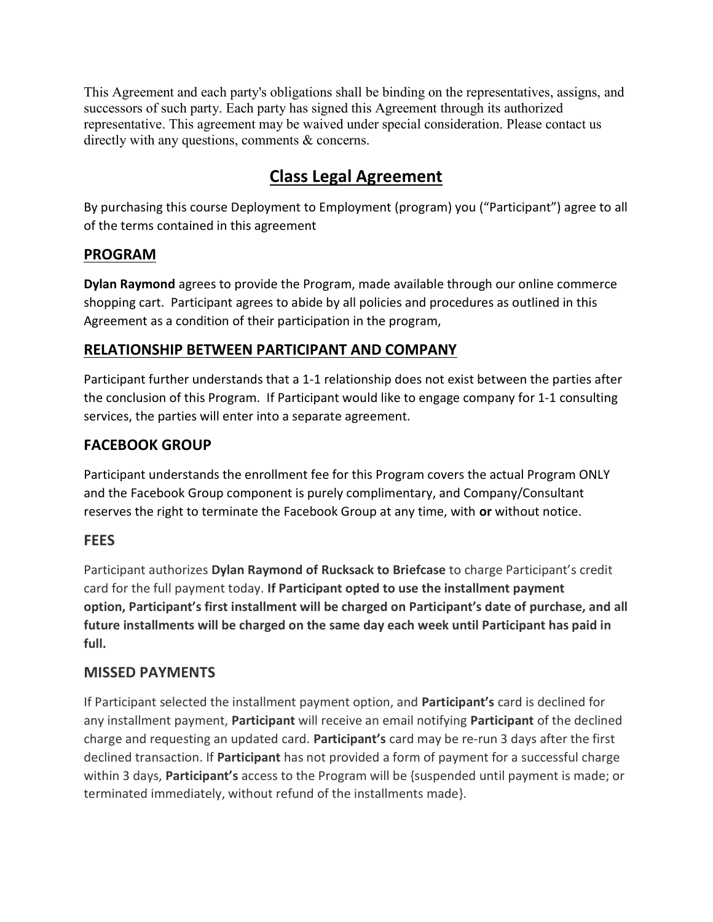This Agreement and each party's obligations shall be binding on the representatives, assigns, and successors of such party. Each party has signed this Agreement through its authorized representative. This agreement may be waived under special consideration. Please contact us directly with any questions, comments & concerns.

# Class Legal Agreement

By purchasing this course Deployment to Employment (program) you ("Participant") agree to all of the terms contained in this agreement

## PROGRAM

**Dylan Raymond** agrees to provide the Program, made available through our online commerce shopping cart. Participant agrees to abide by all policies and procedures as outlined in this Agreement as a condition of their participation in the program,

## RELATIONSHIP BETWEEN PARTICIPANT AND COMPANY

Participant further understands that a 1-1 relationship does not exist between the parties after the conclusion of this Program. If Participant would like to engage company for 1-1 consulting services, the parties will enter into a separate agreement.

## FACEBOOK GROUP

Participant understands the enrollment fee for this Program covers the actual Program ONLY and the Facebook Group component is purely complimentary, and Company/Consultant reserves the right to terminate the Facebook Group at any time, with **or** without notice.

## FEES

Participant authorizes **Dylan Raymond of Rucksack to Briefcase** to charge Participant's credit card for the full payment today. **If Participant opted to use the installment payment option, Participant's first installment will be charged on Participant's date of purchase, and all future installments will be charged on the same day each week until Participant has paid in full.**

## MISSED PAYMENTS

If Participant selected the installment payment option, and **Participant's** card is declined for any installment payment, **Participant** will receive an email notifying **Participant** of the declined charge and requesting an updated card. **Participant's** card may be re-run 3 days after the first declined transaction. If **Participant** has not provided a form of payment for a successful charge within 3 days, **Participant's** access to the Program will be {suspended until payment is made; or terminated immediately, without refund of the installments made}.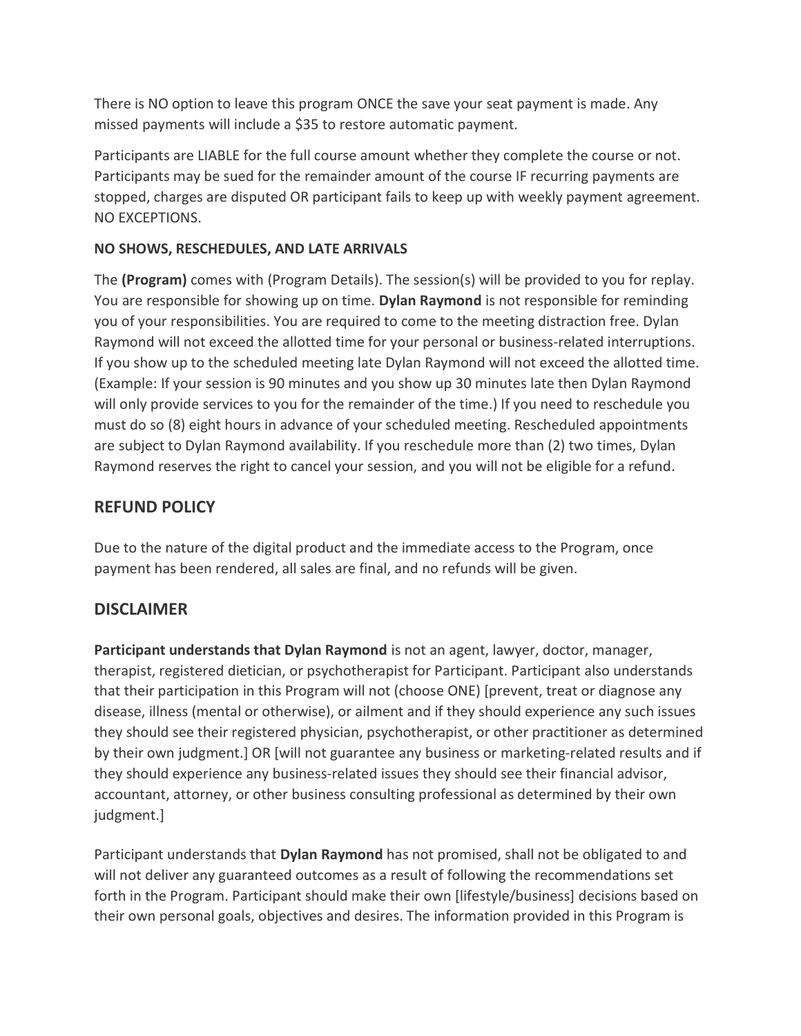There is NO option to leave this program ONCE the save your seat payment is made. Any missed payments will include a $35 to restore automatic payment.

Participants are LIABLE for the full course amount whether they complete the course or not. Participants may be sued for the remainder amount of the course IF recurring payments are stopped, charges are disputed OR participant fails to keep up with weekly payment agreement. NO EXCEPTIONS.

**NO SHOWS, RESCHEDULES, AND LATE ARRIVALS**

The **(Program)** comes with (Program Details). The session(s) will be provided to you for replay. You are responsible for showing up on time. **Dylan Raymond** is not responsible for reminding you of your responsibilities. You are required to come to the meeting distraction free. Dylan Raymond will not exceed the allotted time for your personal or business-related interruptions. If you show up to the scheduled meeting late Dylan Raymond will not exceed the allotted time. (Example: If your session is 90 minutes and you show up 30 minutes late then Dylan Raymond will only provide services to you for the remainder of the time.) If you need to reschedule you must do so (8) eight hours in advance of your scheduled meeting. Rescheduled appointments are subject to Dylan Raymond availability. If you reschedule more than (2) two times, Dylan Raymond reserves the right to cancel your session, and you will not be eligible for a refund.

## REFUND POLICY

Due to the nature of the digital product and the immediate access to the Program, once payment has been rendered, all sales are final, and no refunds will be given.

## DISCLAIMER

**Participant understands that Dylan Raymond** is not an agent, lawyer, doctor, manager, therapist, registered dietician, or psychotherapist for Participant. Participant also understands that their participation in this Program will not (choose ONE) [prevent, treat or diagnose any disease, illness (mental or otherwise), or ailment and if they should experience any such issues they should see their registered physician, psychotherapist, or other practitioner as determined by their own judgment.] OR [will not guarantee any business or marketing-related results and if they should experience any business-related issues they should see their financial advisor, accountant, attorney, or other business consulting professional as determined by their own judgment.]

Participant understands that **Dylan Raymond** has not promised, shall not be obligated to and will not deliver any guaranteed outcomes as a result of following the recommendations set forth in the Program. Participant should make their own [lifestyle/business] decisions based on their own personal goals, objectives and desires. The information provided in this Program is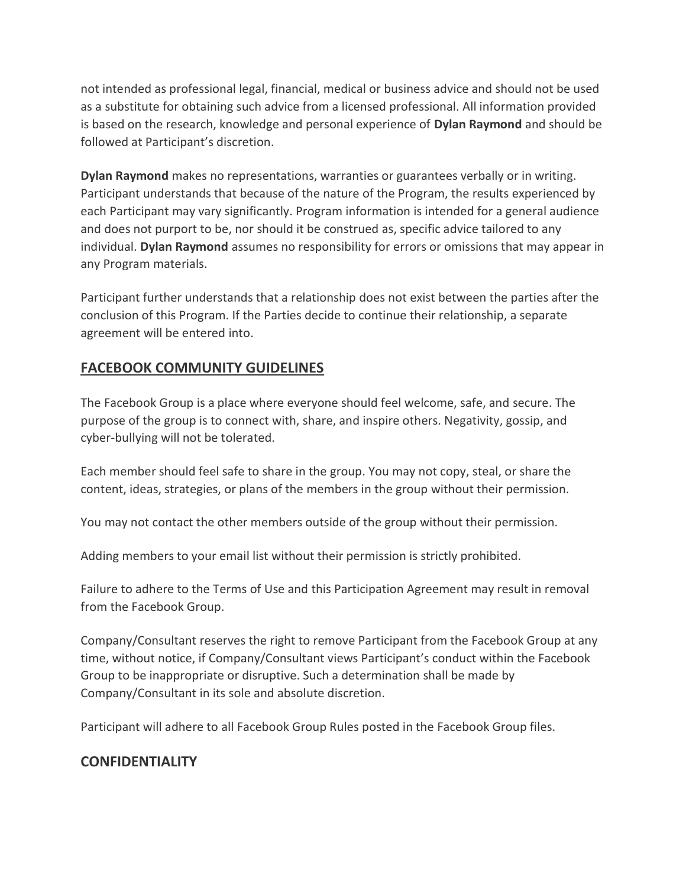not intended as professional legal, financial, medical or business advice and should not be used as a substitute for obtaining such advice from a licensed professional. All information provided is based on the research, knowledge and personal experience of **Dylan Raymond** and should be followed at Participant's discretion.

**Dylan Raymond** makes no representations, warranties or guarantees verbally or in writing. Participant understands that because of the nature of the Program, the results experienced by each Participant may vary significantly. Program information is intended for a general audience and does not purport to be, nor should it be construed as, specific advice tailored to any individual. **Dylan Raymond** assumes no responsibility for errors or omissions that may appear in any Program materials.

Participant further understands that a relationship does not exist between the parties after the conclusion of this Program. If the Parties decide to continue their relationship, a separate agreement will be entered into.

## FACEBOOK COMMUNITY GUIDELINES

The Facebook Group is a place where everyone should feel welcome, safe, and secure. The purpose of the group is to connect with, share, and inspire others. Negativity, gossip, and cyber-bullying will not be tolerated.

Each member should feel safe to share in the group. You may not copy, steal, or share the content, ideas, strategies, or plans of the members in the group without their permission.

You may not contact the other members outside of the group without their permission.

Adding members to your email list without their permission is strictly prohibited.

Failure to adhere to the Terms of Use and this Participation Agreement may result in removal from the Facebook Group.

Company/Consultant reserves the right to remove Participant from the Facebook Group at any time, without notice, if Company/Consultant views Participant's conduct within the Facebook Group to be inappropriate or disruptive. Such a determination shall be made by Company/Consultant in its sole and absolute discretion.

Participant will adhere to all Facebook Group Rules posted in the Facebook Group files.

## CONFIDENTIALITY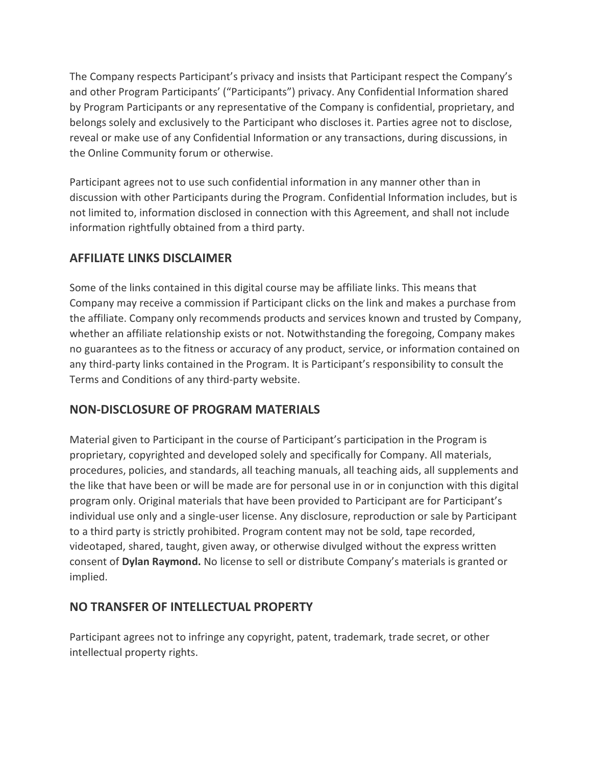The Company respects Participant's privacy and insists that Participant respect the Company's and other Program Participants' ("Participants") privacy. Any Confidential Information shared by Program Participants or any representative of the Company is confidential, proprietary, and belongs solely and exclusively to the Participant who discloses it. Parties agree not to disclose, reveal or make use of any Confidential Information or any transactions, during discussions, in the Online Community forum or otherwise.

Participant agrees not to use such confidential information in any manner other than in discussion with other Participants during the Program. Confidential Information includes, but is not limited to, information disclosed in connection with this Agreement, and shall not include information rightfully obtained from a third party.

## AFFILIATE LINKS DISCLAIMER

Some of the links contained in this digital course may be affiliate links. This means that Company may receive a commission if Participant clicks on the link and makes a purchase from the affiliate. Company only recommends products and services known and trusted by Company, whether an affiliate relationship exists or not. Notwithstanding the foregoing, Company makes no guarantees as to the fitness or accuracy of any product, service, or information contained on any third-party links contained in the Program. It is Participant's responsibility to consult the Terms and Conditions of any third-party website.

## NON-DISCLOSURE OF PROGRAM MATERIALS

Material given to Participant in the course of Participant's participation in the Program is proprietary, copyrighted and developed solely and specifically for Company. All materials, procedures, policies, and standards, all teaching manuals, all teaching aids, all supplements and the like that have been or will be made are for personal use in or in conjunction with this digital program only. Original materials that have been provided to Participant are for Participant's individual use only and a single-user license. Any disclosure, reproduction or sale by Participant to a third party is strictly prohibited. Program content may not be sold, tape recorded, videotaped, shared, taught, given away, or otherwise divulged without the express written consent of **Dylan Raymond.** No license to sell or distribute Company's materials is granted or implied.

## NO TRANSFER OF INTELLECTUAL PROPERTY

Participant agrees not to infringe any copyright, patent, trademark, trade secret, or other intellectual property rights.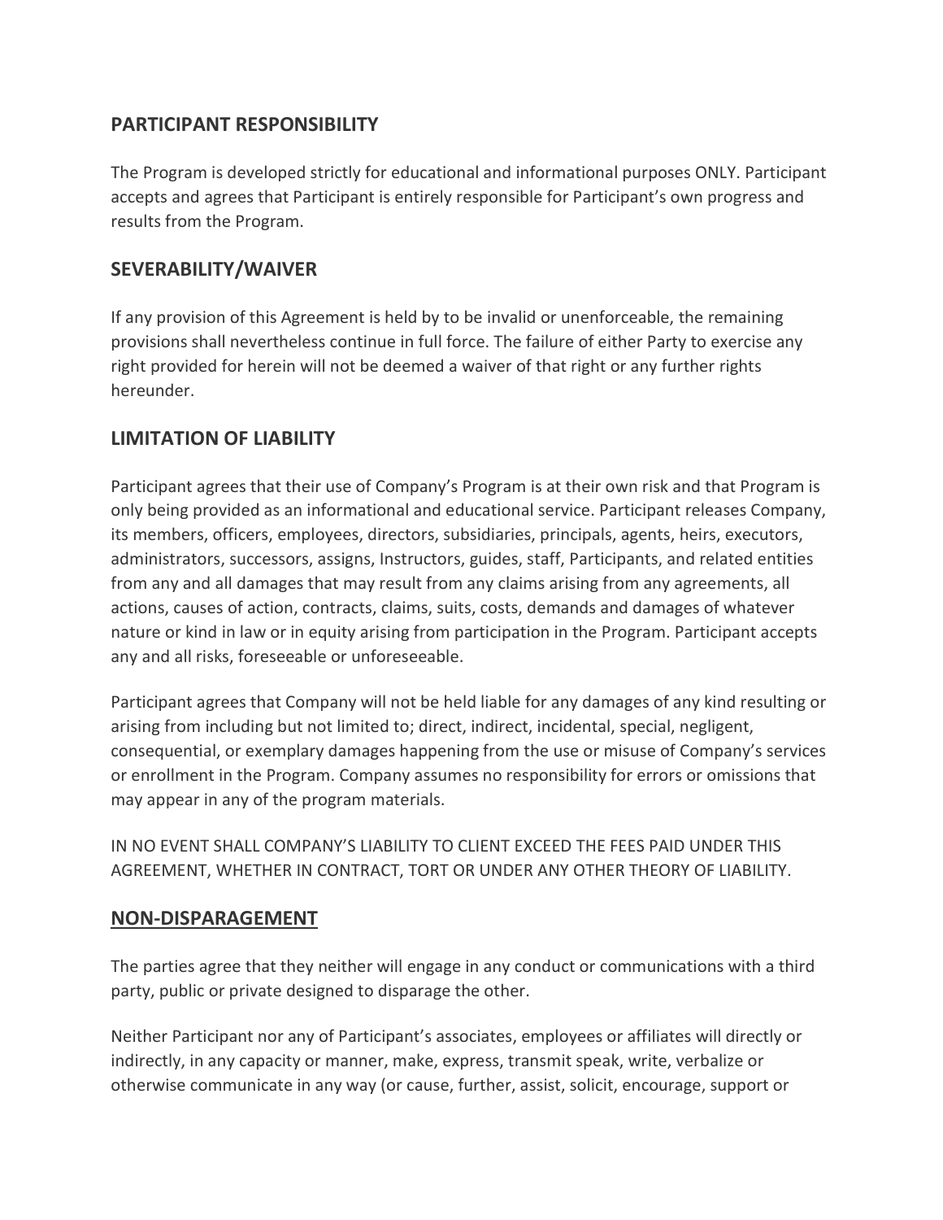## PARTICIPANT RESPONSIBILITY

The Program is developed strictly for educational and informational purposes ONLY. Participant accepts and agrees that Participant is entirely responsible for Participant's own progress and results from the Program.

## SEVERABILITY/WAIVER

If any provision of this Agreement is held by to be invalid or unenforceable, the remaining provisions shall nevertheless continue in full force. The failure of either Party to exercise any right provided for herein will not be deemed a waiver of that right or any further rights hereunder.

## LIMITATION OF LIABILITY

Participant agrees that their use of Company's Program is at their own risk and that Program is only being provided as an informational and educational service. Participant releases Company, its members, officers, employees, directors, subsidiaries, principals, agents, heirs, executors, administrators, successors, assigns, Instructors, guides, staff, Participants, and related entities from any and all damages that may result from any claims arising from any agreements, all actions, causes of action, contracts, claims, suits, costs, demands and damages of whatever nature or kind in law or in equity arising from participation in the Program. Participant accepts any and all risks, foreseeable or unforeseeable.

Participant agrees that Company will not be held liable for any damages of any kind resulting or arising from including but not limited to; direct, indirect, incidental, special, negligent, consequential, or exemplary damages happening from the use or misuse of Company's services or enrollment in the Program. Company assumes no responsibility for errors or omissions that may appear in any of the program materials.

IN NO EVENT SHALL COMPANY'S LIABILITY TO CLIENT EXCEED THE FEES PAID UNDER THIS AGREEMENT, WHETHER IN CONTRACT, TORT OR UNDER ANY OTHER THEORY OF LIABILITY.

## NON-DISPARAGEMENT

The parties agree that they neither will engage in any conduct or communications with a third party, public or private designed to disparage the other.

Neither Participant nor any of Participant's associates, employees or affiliates will directly or indirectly, in any capacity or manner, make, express, transmit speak, write, verbalize or otherwise communicate in any way (or cause, further, assist, solicit, encourage, support or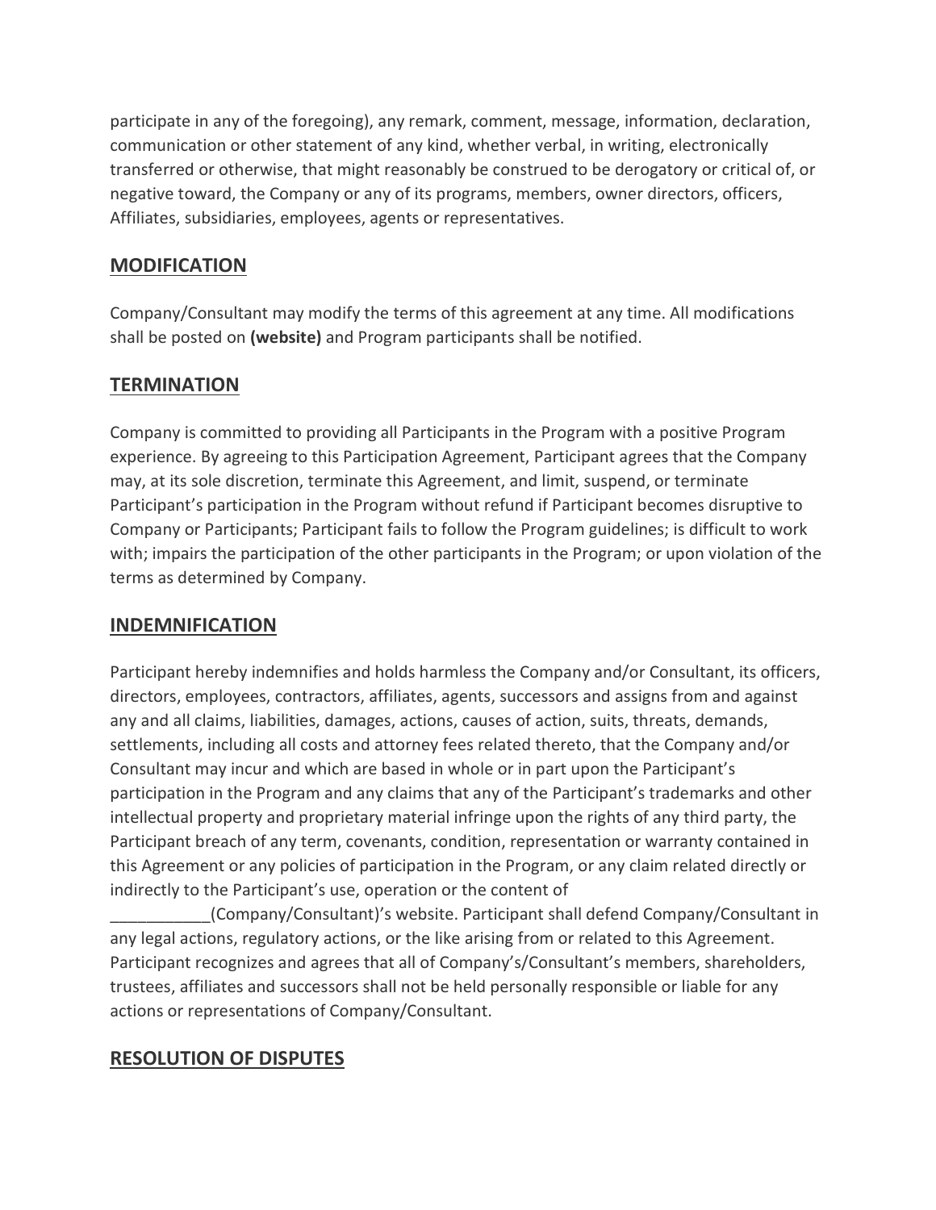participate in any of the foregoing), any remark, comment, message, information, declaration, communication or other statement of any kind, whether verbal, in writing, electronically transferred or otherwise, that might reasonably be construed to be derogatory or critical of, or negative toward, the Company or any of its programs, members, owner directors, officers, Affiliates, subsidiaries, employees, agents or representatives.

## MODIFICATION

Company/Consultant may modify the terms of this agreement at any time. All modifications shall be posted on **(website)** and Program participants shall be notified.

## TERMINATION

Company is committed to providing all Participants in the Program with a positive Program experience. By agreeing to this Participation Agreement, Participant agrees that the Company may, at its sole discretion, terminate this Agreement, and limit, suspend, or terminate Participant's participation in the Program without refund if Participant becomes disruptive to Company or Participants; Participant fails to follow the Program guidelines; is difficult to work with; impairs the participation of the other participants in the Program; or upon violation of the terms as determined by Company.

## INDEMNIFICATION

Participant hereby indemnifies and holds harmless the Company and/or Consultant, its officers, directors, employees, contractors, affiliates, agents, successors and assigns from and against any and all claims, liabilities, damages, actions, causes of action, suits, threats, demands, settlements, including all costs and attorney fees related thereto, that the Company and/or Consultant may incur and which are based in whole or in part upon the Participant's participation in the Program and any claims that any of the Participant's trademarks and other intellectual property and proprietary material infringe upon the rights of any third party, the Participant breach of any term, covenants, condition, representation or warranty contained in this Agreement or any policies of participation in the Program, or any claim related directly or indirectly to the Participant's use, operation or the content of ___________(Company/Consultant)'s website. Participant shall defend Company/Consultant in any legal actions, regulatory actions, or the like arising from or related to this Agreement. Participant recognizes and agrees that all of Company's/Consultant's members, shareholders, trustees, affiliates and successors shall not be held personally responsible or liable for any actions or representations of Company/Consultant.

## RESOLUTION OF DISPUTES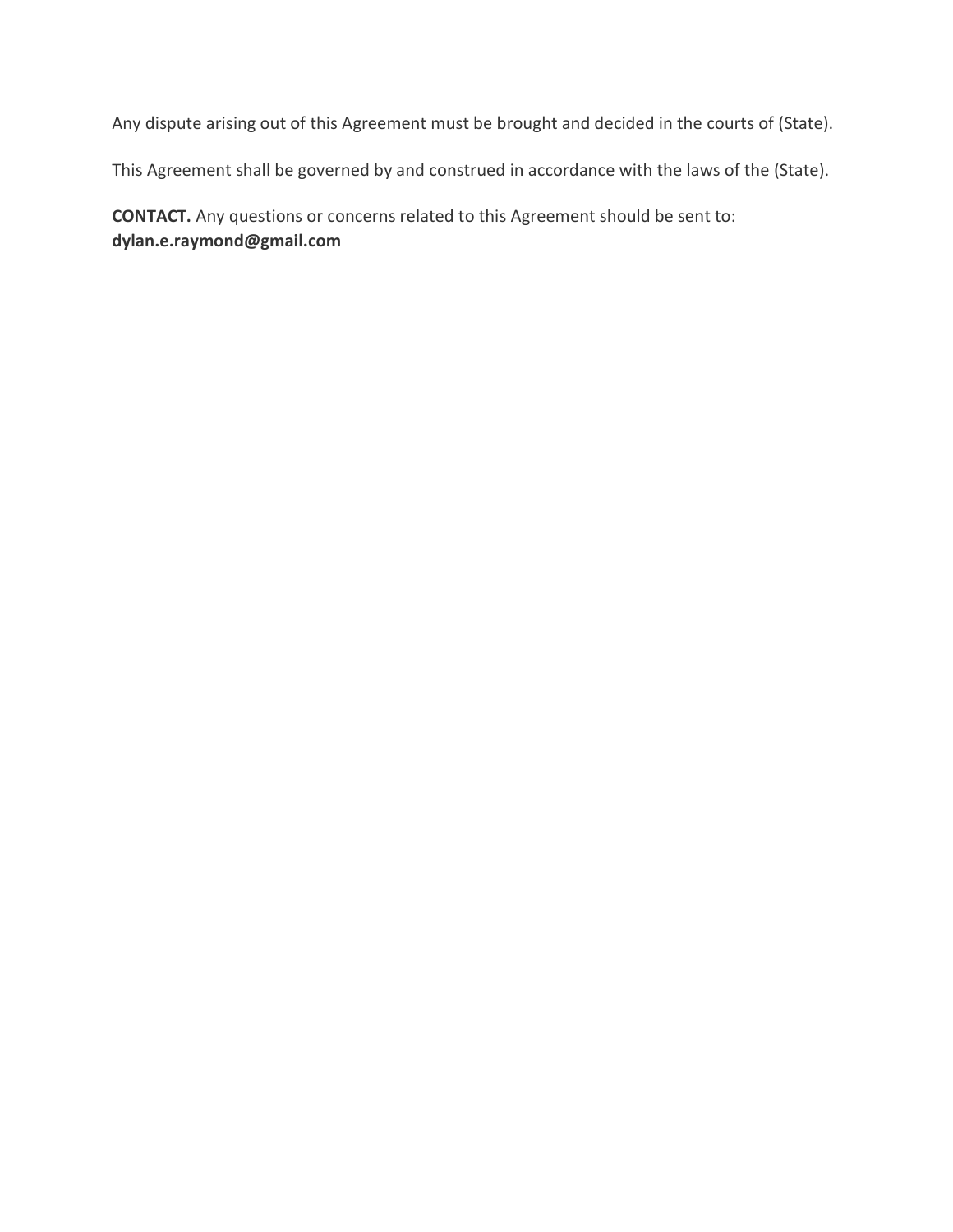Any dispute arising out of this Agreement must be brought and decided in the courts of (State).

This Agreement shall be governed by and construed in accordance with the laws of the (State).

**CONTACT.** Any questions or concerns related to this Agreement should be sent to:
**dylan.e.raymond@gmail.com**